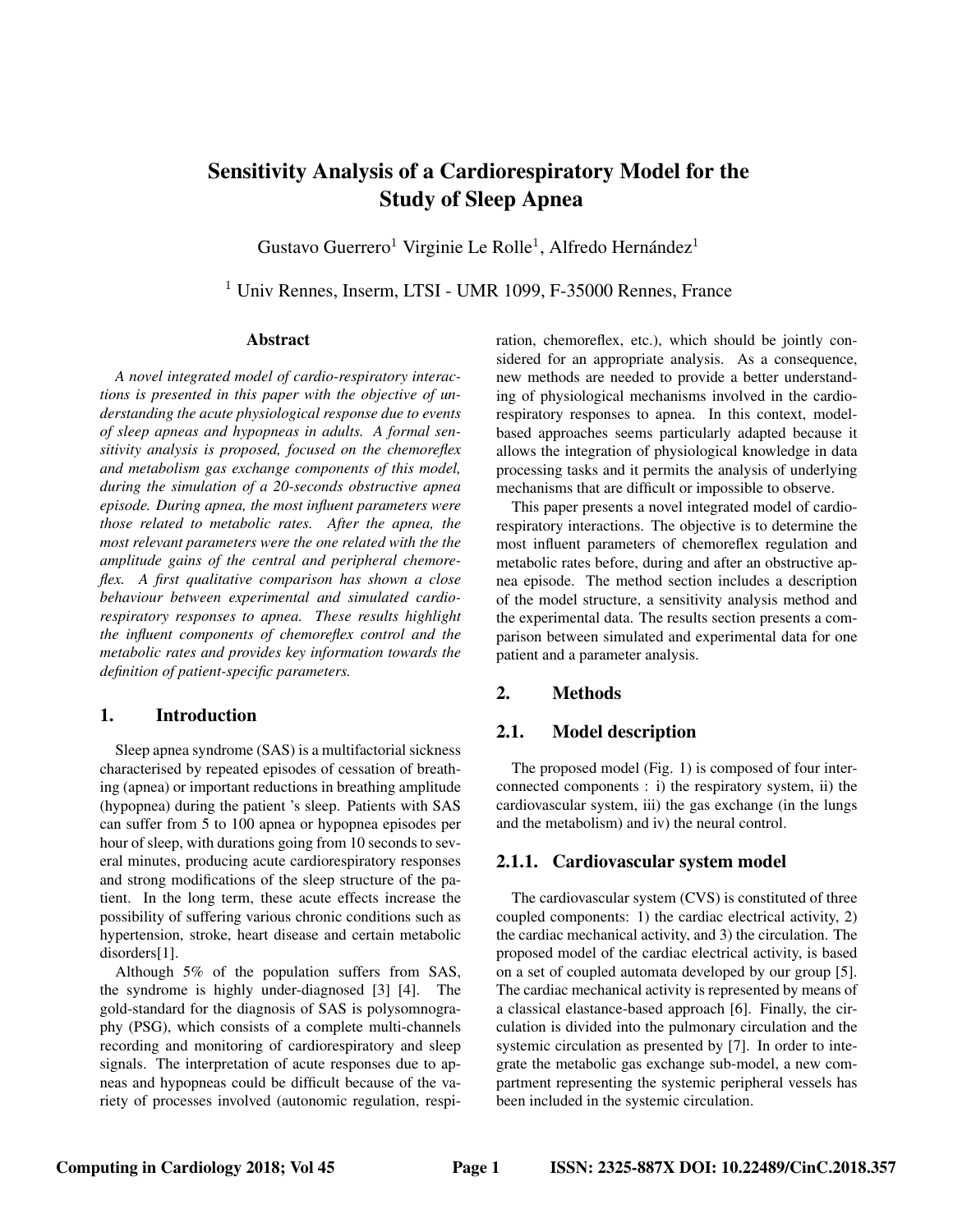# Sensitivity Analysis of a Cardiorespiratory Model for the Study of Sleep Apnea

Gustavo Guerrero[1] Virginie Le Rolle[1], Alfredo Hernández[1]

[1] Univ Rennes, Inserm, LTSI - UMR 1099, F-35000 Rennes, France

### Abstract

*A novel integrated model of cardio-respiratory interactions is presented in this paper with the objective of understanding the acute physiological response due to events of sleep apneas and hypopneas in adults. A formal sensitivity analysis is proposed, focused on the chemoreflex and metabolism gas exchange components of this model, during the simulation of a 20-seconds obstructive apnea episode. During apnea, the most influent parameters were those related to metabolic rates. After the apnea, the most relevant parameters were the one related with the the amplitude gains of the central and peripheral chemoreflex. A first qualitative comparison has shown a close behaviour between experimental and simulated cardiorespiratory responses to apnea. These results highlight the influent components of chemoreflex control and the metabolic rates and provides key information towards the definition of patient-specific parameters.*

## 1. Introduction

Sleep apnea syndrome (SAS) is a multifactorial sickness characterised by repeated episodes of cessation of breathing (apnea) or important reductions in breathing amplitude (hypopnea) during the patient 's sleep. Patients with SAS can suffer from 5 to 100 apnea or hypopnea episodes per hour of sleep, with durations going from 10 seconds to several minutes, producing acute cardiorespiratory responses and strong modifications of the sleep structure of the patient. In the long term, these acute effects increase the possibility of suffering various chronic conditions such as hypertension, stroke, heart disease and certain metabolic disorders[1].

Although 5% of the population suffers from SAS, the syndrome is highly under-diagnosed [3] [4]. The gold-standard for the diagnosis of SAS is polysomnography (PSG), which consists of a complete multi-channels recording and monitoring of cardiorespiratory and sleep signals. The interpretation of acute responses due to apneas and hypopneas could be difficult because of the variety of processes involved (autonomic regulation, respiration, chemoreflex, etc.), which should be jointly considered for an appropriate analysis. As a consequence, new methods are needed to provide a better understanding of physiological mechanisms involved in the cardiorespiratory responses to apnea. In this context, model-based approaches seems particularly adapted because it allows the integration of physiological knowledge in data processing tasks and it permits the analysis of underlying mechanisms that are difficult or impossible to observe.

This paper presents a novel integrated model of cardiorespiratory interactions. The objective is to determine the most influent parameters of chemoreflex regulation and metabolic rates before, during and after an obstructive apnea episode. The method section includes a description of the model structure, a sensitivity analysis method and the experimental data. The results section presents a comparison between simulated and experimental data for one patient and a parameter analysis.

## 2. Methods

## 2.1. Model description

The proposed model (Fig. 1) is composed of four interconnected components : i) the respiratory system, ii) the cardiovascular system, iii) the gas exchange (in the lungs and the metabolism) and iv) the neural control.

### 2.1.1. Cardiovascular system model

The cardiovascular system (CVS) is constituted of three coupled components: 1) the cardiac electrical activity, 2) the cardiac mechanical activity, and 3) the circulation. The proposed model of the cardiac electrical activity, is based on a set of coupled automata developed by our group [5]. The cardiac mechanical activity is represented by means of a classical elastance-based approach [6]. Finally, the circulation is divided into the pulmonary circulation and the systemic circulation as presented by [7]. In order to integrate the metabolic gas exchange sub-model, a new compartment representing the systemic peripheral vessels has been included in the systemic circulation.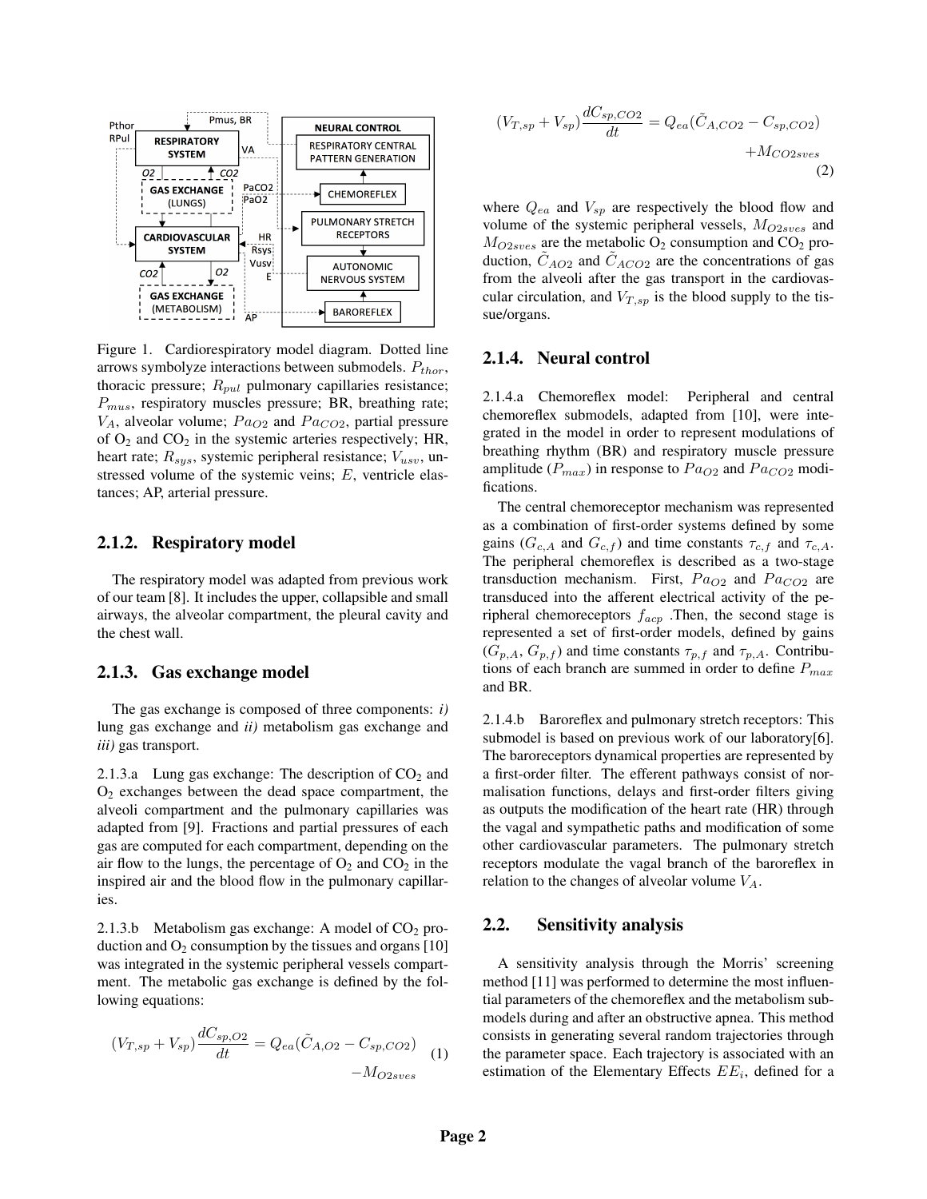Figure 1. Cardiorespiratory model diagram. Dotted line arrows symbolyze interactions between submodels. $P_{thor}$, thoracic pressure; $R_{pul}$ pulmonary capillaries resistance; $P_{mus}$, respiratory muscles pressure; BR, breathing rate; $V_A$, alveolar volume; $Pa_{O2}$ and $Pa_{CO2}$, partial pressure of $O_2$ and $CO_2$ in the systemic arteries respectively; HR, heart rate; $R_{sys}$, systemic peripheral resistance; $V_{usv}$, unstressed volume of the systemic veins; $E$, ventricle elastances; AP, arterial pressure.

### 2.1.2. Respiratory model

The respiratory model was adapted from previous work of our team [8]. It includes the upper, collapsible and small airways, the alveolar compartment, the pleural cavity and the chest wall.

### 2.1.3. Gas exchange model

The gas exchange is composed of three components: *i)* lung gas exchange and *ii)* metabolism gas exchange and *iii)* gas transport.

2.1.3.a Lung gas exchange: The description of $CO_2$ and $O_2$ exchanges between the dead space compartment, the alveoli compartment and the pulmonary capillaries was adapted from [9]. Fractions and partial pressures of each gas are computed for each compartment, depending on the air flow to the lungs, the percentage of $O_2$ and $CO_2$ in the inspired air and the blood flow in the pulmonary capillaries.

2.1.3.b Metabolism gas exchange: A model of $CO_2$ production and $O_2$ consumption by the tissues and organs [10] was integrated in the systemic peripheral vessels compartment. The metabolic gas exchange is defined by the following equations:

$$(V_{T,sp} + V_{sp})\frac{dC_{sp,O2}}{dt} = Q_{ea}(\tilde{C}_{A,O2} - C_{sp,CO2}) - M_{O2sves} \quad (1)$$

$$(V_{T,sp} + V_{sp})\frac{dC_{sp,CO2}}{dt} = Q_{ea}(\tilde{C}_{A,CO2} - C_{sp,CO2}) + M_{CO2sves} \quad (2)$$

where $Q_{ea}$ and $V_{sp}$ are respectively the blood flow and volume of the systemic peripheral vessels, $M_{O2sves}$ and $M_{O2sves}$ are the metabolic $O_2$ consumption and $CO_2$ production, $\tilde{C}_{AO2}$ and $\tilde{C}_{ACO2}$ are the concentrations of gas from the alveoli after the gas transport in the cardiovascular circulation, and $V_{T,sp}$ is the blood supply to the tissue/organs.

### 2.1.4. Neural control

2.1.4.a Chemoreflex model: Peripheral and central chemoreflex submodels, adapted from [10], were integrated in the model in order to represent modulations of breathing rhythm (BR) and respiratory muscle pressure amplitude ($P_{max}$) in response to $Pa_{O2}$ and $Pa_{CO2}$ modifications.

The central chemoreceptor mechanism was represented as a combination of first-order systems defined by some gains ($G_{c,A}$ and $G_{c,f}$) and time constants $\tau_{c,f}$ and $\tau_{c,A}$. The peripheral chemoreflex is described as a two-stage transduction mechanism. First, $Pa_{O2}$ and $Pa_{CO2}$ are transduced into the afferent electrical activity of the peripheral chemoreceptors $f_{acp}$ .Then, the second stage is represented a set of first-order models, defined by gains ($G_{p,A}$, $G_{p,f}$) and time constants $\tau_{p,f}$ and $\tau_{p,A}$. Contributions of each branch are summed in order to define $P_{max}$ and BR.

2.1.4.b Baroreflex and pulmonary stretch receptors: This submodel is based on previous work of our laboratory[6]. The baroreceptors dynamical properties are represented by a first-order filter. The efferent pathways consist of normalisation functions, delays and first-order filters giving as outputs the modification of the heart rate (HR) through the vagal and sympathetic paths and modification of some other cardiovascular parameters. The pulmonary stretch receptors modulate the vagal branch of the baroreflex in relation to the changes of alveolar volume $V_A$.

## 2.2. Sensitivity analysis

A sensitivity analysis through the Morris' screening method [11] was performed to determine the most influential parameters of the chemoreflex and the metabolism submodels during and after an obstructive apnea. This method consists in generating several random trajectories through the parameter space. Each trajectory is associated with an estimation of the Elementary Effects $EE_i$, defined for a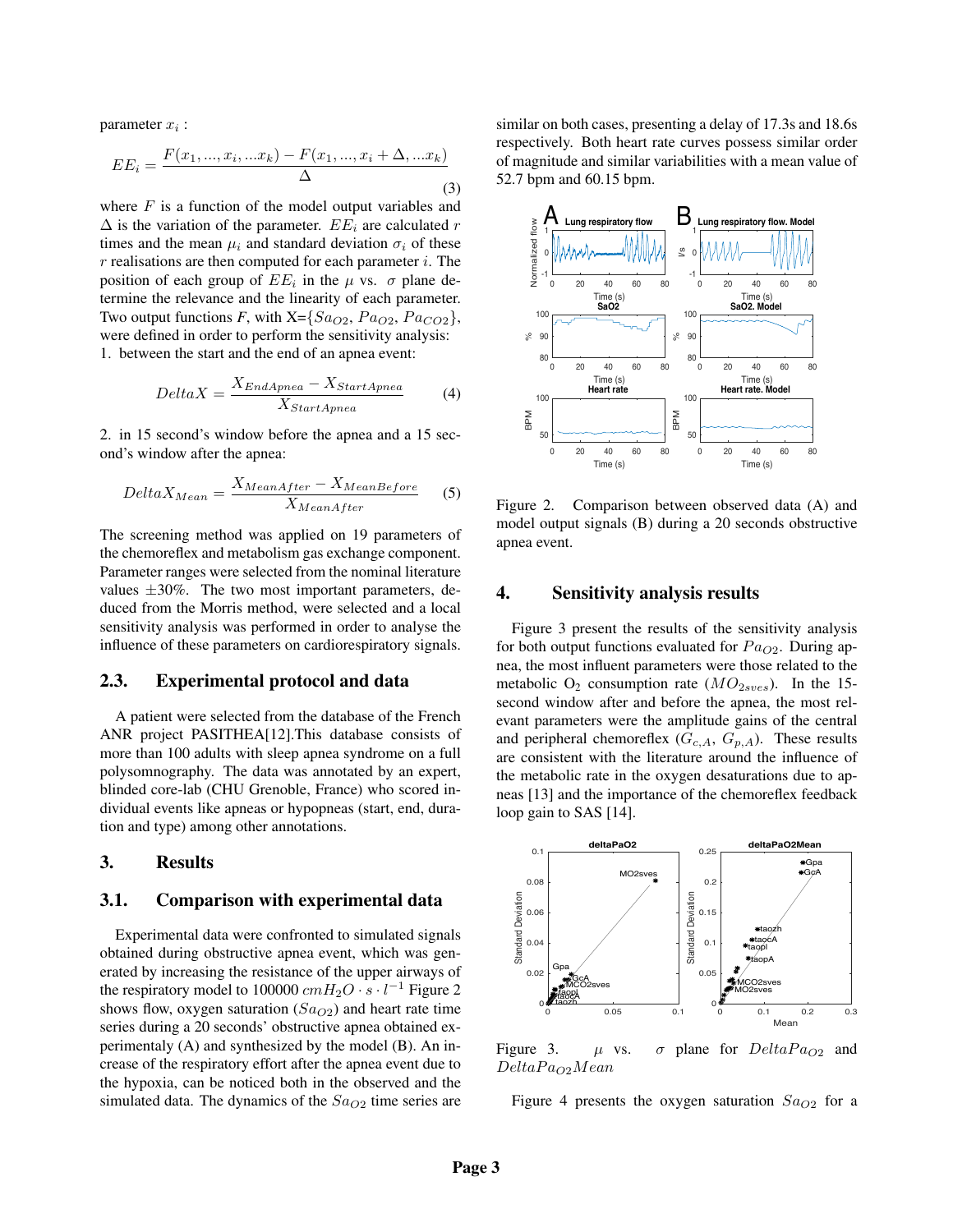parameter $x_i$ :

$$EE_i = \frac{F(x_1, ..., x_i, ...x_k) - F(x_1, ..., x_i + \Delta, ...x_k)}{\Delta} \tag{3}$$

where $F$ is a function of the model output variables and $\Delta$ is the variation of the parameter. $EE_i$ are calculated $r$ times and the mean $\mu_i$ and standard deviation $\sigma_i$ of these $r$ realisations are then computed for each parameter $i$. The position of each group of $EE_i$ in the $\mu$ vs. $\sigma$ plane determine the relevance and the linearity of each parameter. Two output functions $F$, with X={$Sa_{O2}$, $Pa_{O2}$, $Pa_{CO2}$}, were defined in order to perform the sensitivity analysis:

1. between the start and the end of an apnea event:

$$DeltaX = \frac{X_{EndApnea} - X_{StartApnea}}{X_{StartApnea}} \tag{4}$$

2. in 15 second's window before the apnea and a 15 second's window after the apnea:

$$DeltaX_{Mean} = \frac{X_{MeanAfter} - X_{MeanBefore}}{X_{MeanAfter}} \tag{5}$$

The screening method was applied on 19 parameters of the chemoreflex and metabolism gas exchange component. Parameter ranges were selected from the nominal literature values $\pm 30\%$. The two most important parameters, deduced from the Morris method, were selected and a local sensitivity analysis was performed in order to analyse the influence of these parameters on cardiorespiratory signals.

## 2.3. Experimental protocol and data

A patient were selected from the database of the French ANR project PASITHEA[12].This database consists of more than 100 adults with sleep apnea syndrome on a full polysomnography. The data was annotated by an expert, blinded core-lab (CHU Grenoble, France) who scored individual events like apneas or hypopneas (start, end, duration and type) among other annotations.

# 3. Results

## 3.1. Comparison with experimental data

Experimental data were confronted to simulated signals obtained during obstructive apnea event, which was generated by increasing the resistance of the upper airways of the respiratory model to 100000 $cmH_2O \cdot s \cdot l^{-1}$ Figure 2 shows flow, oxygen saturation ($Sa_{O2}$) and heart rate time series during a 20 seconds' obstructive apnea obtained experimentaly (A) and synthesized by the model (B). An increase of the respiratory effort after the apnea event due to the hypoxia, can be noticed both in the observed and the simulated data. The dynamics of the $Sa_{O2}$ time series are similar on both cases, presenting a delay of 17.3s and 18.6s respectively. Both heart rate curves possess similar order of magnitude and similar variabilities with a mean value of 52.7 bpm and 60.15 bpm.

Figure 2. Comparison between observed data (A) and model output signals (B) during a 20 seconds obstructive apnea event.

# 4. Sensitivity analysis results

Figure 3 present the results of the sensitivity analysis for both output functions evaluated for $Pa_{O2}$. During apnea, the most influent parameters were those related to the metabolic $O_2$ consumption rate ($MO_{2sves}$). In the 15-second window after and before the apnea, the most relevant parameters were the amplitude gains of the central and peripheral chemoreflex ($G_{c,A}$, $G_{p,A}$). These results are consistent with the literature around the influence of the metabolic rate in the oxygen desaturations due to apneas [13] and the importance of the chemoreflex feedback loop gain to SAS [14].

Figure 3. $\mu$ vs. $\sigma$ plane for $DeltaPa_{O2}$ and $DeltaPa_{O2}Mean$

Figure 4 presents the oxygen saturation $Sa_{O2}$ for a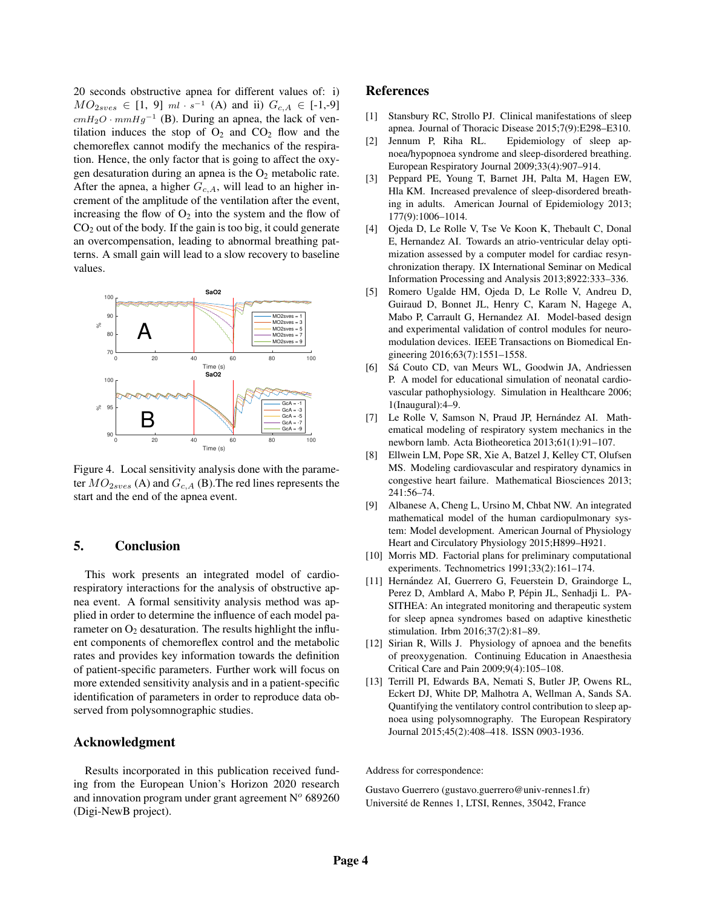20 seconds obstructive apnea for different values of: i) $MO_{2sves} \in [1, 9]$ $ml \cdot s^{-1}$ (A) and ii) $G_{c,A} \in [-1,-9]$ $cmH_2O \cdot mmHg^{-1}$ (B). During an apnea, the lack of ventilation induces the stop of $O_2$ and $CO_2$ flow and the chemoreflex cannot modify the mechanics of the respiration. Hence, the only factor that is going to affect the oxygen desaturation during an apnea is the $O_2$ metabolic rate. After the apnea, a higher $G_{c,A}$, will lead to an higher increment of the amplitude of the ventilation after the event, increasing the flow of $O_2$ into the system and the flow of $CO_2$ out of the body. If the gain is too big, it could generate an overcompensation, leading to abnormal breathing patterns. A small gain will lead to a slow recovery to baseline values.

SaO2

100
90
80
70
%
A
0
20
40
60
80
100
Time (s)
MO2sves = 1
MO2sves = 3
MO2sves = 5
MO2sves = 7
MO2sves = 9

SaO2

100
95
90
%
B
0
20
40
60
80
100
Time (s)
GcA = -1
GcA = -3
GcA = -5
GcA = -7
GcA = -9

Figure 4. Local sensitivity analysis done with the parameter $MO_{2sves}$ (A) and $G_{c,A}$ (B).The red lines represents the start and the end of the apnea event.

## 5. Conclusion

This work presents an integrated model of cardio-respiratory interactions for the analysis of obstructive apnea event. A formal sensitivity analysis method was applied in order to determine the influence of each model parameter on $O_2$ desaturation. The results highlight the influent components of chemoreflex control and the metabolic rates and provides key information towards the definition of patient-specific parameters. Further work will focus on more extended sensitivity analysis and in a patient-specific identification of parameters in order to reproduce data observed from polysomnographic studies.

## Acknowledgment

Results incorporated in this publication received funding from the European Union's Horizon 2020 research and innovation program under grant agreement N$^o$ 689260 (Digi-NewB project).

## References

[1] Stansbury RC, Strollo PJ. Clinical manifestations of sleep apnea. Journal of Thoracic Disease 2015;7(9):E298–E310.

[2] Jennum P, Riha RL. Epidemiology of sleep apnoea/hypopnoea syndrome and sleep-disordered breathing. European Respiratory Journal 2009;33(4):907–914.

[3] Peppard PE, Young T, Barnet JH, Palta M, Hagen EW, Hla KM. Increased prevalence of sleep-disordered breathing in adults. American Journal of Epidemiology 2013; 177(9):1006–1014.

[4] Ojeda D, Le Rolle V, Tse Ve Koon K, Thebault C, Donal E, Hernandez AI. Towards an atrio-ventricular delay optimization assessed by a computer model for cardiac resynchronization therapy. IX International Seminar on Medical Information Processing and Analysis 2013;8922:333–336.

[5] Romero Ugalde HM, Ojeda D, Le Rolle V, Andreu D, Guiraud D, Bonnet JL, Henry C, Karam N, Hagege A, Mabo P, Carrault G, Hernandez AI. Model-based design and experimental validation of control modules for neuromodulation devices. IEEE Transactions on Biomedical Engineering 2016;63(7):1551–1558.

[6] Sá Couto CD, van Meurs WL, Goodwin JA, Andriessen P. A model for educational simulation of neonatal cardiovascular pathophysiology. Simulation in Healthcare 2006; 1(Inaugural):4–9.

[7] Le Rolle V, Samson N, Praud JP, Hernández AI. Mathematical modeling of respiratory system mechanics in the newborn lamb. Acta Biotheoretica 2013;61(1):91–107.

[8] Ellwein LM, Pope SR, Xie A, Batzel J, Kelley CT, Olufsen MS. Modeling cardiovascular and respiratory dynamics in congestive heart failure. Mathematical Biosciences 2013; 241:56–74.

[9] Albanese A, Cheng L, Ursino M, Chbat NW. An integrated mathematical model of the human cardiopulmonary system: Model development. American Journal of Physiology Heart and Circulatory Physiology 2015;H899–H921.

[10] Morris MD. Factorial plans for preliminary computational experiments. Technometrics 1991;33(2):161–174.

[11] Hernández AI, Guerrero G, Feuerstein D, Graindorge L, Perez D, Amblard A, Mabo P, Pépin JL, Senhadji L. PASITHEA: An integrated monitoring and therapeutic system for sleep apnea syndromes based on adaptive kinesthetic stimulation. Irbm 2016;37(2):81–89.

[12] Sirian R, Wills J. Physiology of apnoea and the benefits of preoxygenation. Continuing Education in Anaesthesia Critical Care and Pain 2009;9(4):105–108.

[13] Terrill PI, Edwards BA, Nemati S, Butler JP, Owens RL, Eckert DJ, White DP, Malhotra A, Wellman A, Sands SA. Quantifying the ventilatory control contribution to sleep apnoea using polysomnography. The European Respiratory Journal 2015;45(2):408–418. ISSN 0903-1936.

Address for correspondence:

Gustavo Guerrero (gustavo.guerrero@univ-rennes1.fr)
Université de Rennes 1, LTSI, Rennes, 35042, France